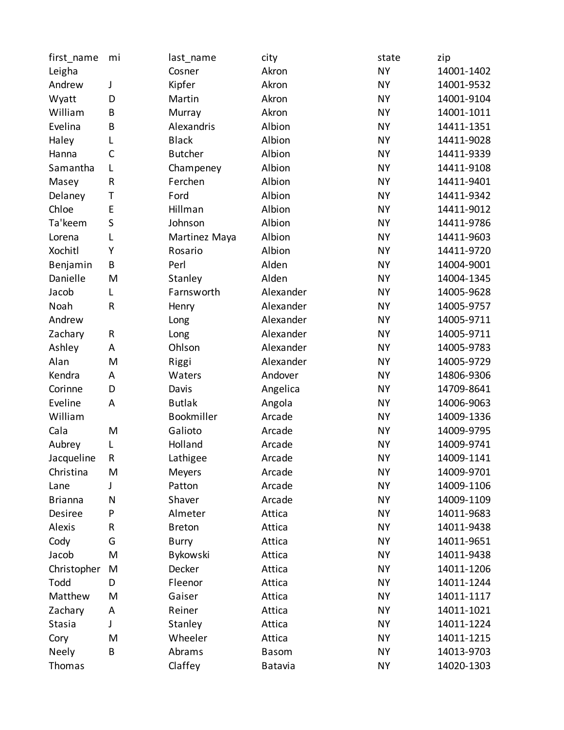| first_name | mi | last_name | city | state | zip |
|---|---|---|---|---|---|
| Leigha | | Cosner | Akron | NY | 14001-1402 |
| Andrew | J | Kipfer | Akron | NY | 14001-9532 |
| Wyatt | D | Martin | Akron | NY | 14001-9104 |
| William | B | Murray | Akron | NY | 14001-1011 |
| Evelina | B | Alexandris | Albion | NY | 14411-1351 |
| Haley | L | Black | Albion | NY | 14411-9028 |
| Hanna | C | Butcher | Albion | NY | 14411-9339 |
| Samantha | L | Champeney | Albion | NY | 14411-9108 |
| Masey | R | Ferchen | Albion | NY | 14411-9401 |
| Delaney | T | Ford | Albion | NY | 14411-9342 |
| Chloe | E | Hillman | Albion | NY | 14411-9012 |
| Ta'keem | S | Johnson | Albion | NY | 14411-9786 |
| Lorena | L | Martinez Maya | Albion | NY | 14411-9603 |
| Xochitl | Y | Rosario | Albion | NY | 14411-9720 |
| Benjamin | B | Perl | Alden | NY | 14004-9001 |
| Danielle | M | Stanley | Alden | NY | 14004-1345 |
| Jacob | L | Farnsworth | Alexander | NY | 14005-9628 |
| Noah | R | Henry | Alexander | NY | 14005-9757 |
| Andrew | | Long | Alexander | NY | 14005-9711 |
| Zachary | R | Long | Alexander | NY | 14005-9711 |
| Ashley | A | Ohlson | Alexander | NY | 14005-9783 |
| Alan | M | Riggi | Alexander | NY | 14005-9729 |
| Kendra | A | Waters | Andover | NY | 14806-9306 |
| Corinne | D | Davis | Angelica | NY | 14709-8641 |
| Eveline | A | Butlak | Angola | NY | 14006-9063 |
| William | | Bookmiller | Arcade | NY | 14009-1336 |
| Cala | M | Galioto | Arcade | NY | 14009-9795 |
| Aubrey | L | Holland | Arcade | NY | 14009-9741 |
| Jacqueline | R | Lathigee | Arcade | NY | 14009-1141 |
| Christina | M | Meyers | Arcade | NY | 14009-9701 |
| Lane | J | Patton | Arcade | NY | 14009-1106 |
| Brianna | N | Shaver | Arcade | NY | 14009-1109 |
| Desiree | P | Almeter | Attica | NY | 14011-9683 |
| Alexis | R | Breton | Attica | NY | 14011-9438 |
| Cody | G | Burry | Attica | NY | 14011-9651 |
| Jacob | M | Bykowski | Attica | NY | 14011-9438 |
| Christopher | M | Decker | Attica | NY | 14011-1206 |
| Todd | D | Fleenor | Attica | NY | 14011-1244 |
| Matthew | M | Gaiser | Attica | NY | 14011-1117 |
| Zachary | A | Reiner | Attica | NY | 14011-1021 |
| Stasia | J | Stanley | Attica | NY | 14011-1224 |
| Cory | M | Wheeler | Attica | NY | 14011-1215 |
| Neely | B | Abrams | Basom | NY | 14013-9703 |
| Thomas | | Claffey | Batavia | NY | 14020-1303 |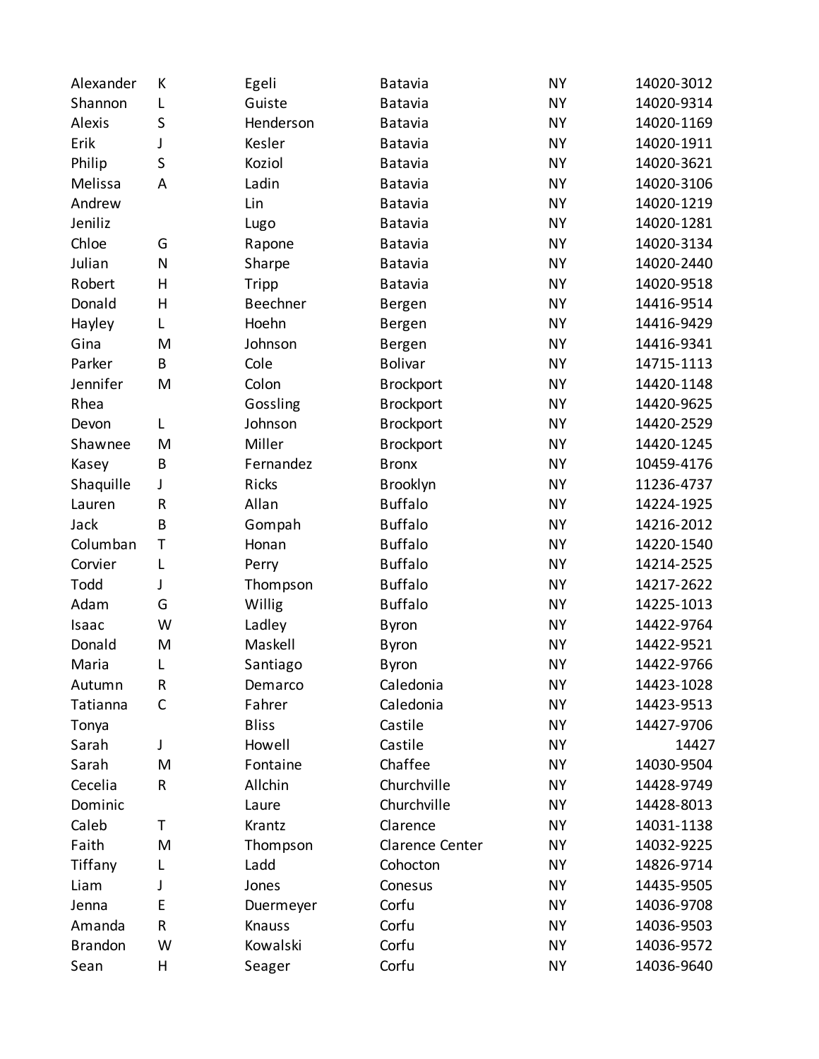| Alexander | K | Egeli | Batavia | NY | 14020-3012 |
|---|---|---|---|---|---|
| Shannon | L | Guiste | Batavia | NY | 14020-9314 |
| Alexis | S | Henderson | Batavia | NY | 14020-1169 |
| Erik | J | Kesler | Batavia | NY | 14020-1911 |
| Philip | S | Koziol | Batavia | NY | 14020-3621 |
| Melissa | A | Ladin | Batavia | NY | 14020-3106 |
| Andrew | | Lin | Batavia | NY | 14020-1219 |
| Jeniliz | | Lugo | Batavia | NY | 14020-1281 |
| Chloe | G | Rapone | Batavia | NY | 14020-3134 |
| Julian | N | Sharpe | Batavia | NY | 14020-2440 |
| Robert | H | Tripp | Batavia | NY | 14020-9518 |
| Donald | H | Beechner | Bergen | NY | 14416-9514 |
| Hayley | L | Hoehn | Bergen | NY | 14416-9429 |
| Gina | M | Johnson | Bergen | NY | 14416-9341 |
| Parker | B | Cole | Bolivar | NY | 14715-1113 |
| Jennifer | M | Colon | Brockport | NY | 14420-1148 |
| Rhea | | Gossling | Brockport | NY | 14420-9625 |
| Devon | L | Johnson | Brockport | NY | 14420-2529 |
| Shawnee | M | Miller | Brockport | NY | 14420-1245 |
| Kasey | B | Fernandez | Bronx | NY | 10459-4176 |
| Shaquille | J | Ricks | Brooklyn | NY | 11236-4737 |
| Lauren | R | Allan | Buffalo | NY | 14224-1925 |
| Jack | B | Gompah | Buffalo | NY | 14216-2012 |
| Columban | T | Honan | Buffalo | NY | 14220-1540 |
| Corvier | L | Perry | Buffalo | NY | 14214-2525 |
| Todd | J | Thompson | Buffalo | NY | 14217-2622 |
| Adam | G | Willig | Buffalo | NY | 14225-1013 |
| Isaac | W | Ladley | Byron | NY | 14422-9764 |
| Donald | M | Maskell | Byron | NY | 14422-9521 |
| Maria | L | Santiago | Byron | NY | 14422-9766 |
| Autumn | R | Demarco | Caledonia | NY | 14423-1028 |
| Tatianna | C | Fahrer | Caledonia | NY | 14423-9513 |
| Tonya | | Bliss | Castile | NY | 14427-9706 |
| Sarah | J | Howell | Castile | NY | 14427 |
| Sarah | M | Fontaine | Chaffee | NY | 14030-9504 |
| Cecelia | R | Allchin | Churchville | NY | 14428-9749 |
| Dominic | | Laure | Churchville | NY | 14428-8013 |
| Caleb | T | Krantz | Clarence | NY | 14031-1138 |
| Faith | M | Thompson | Clarence Center | NY | 14032-9225 |
| Tiffany | L | Ladd | Cohocton | NY | 14826-9714 |
| Liam | J | Jones | Conesus | NY | 14435-9505 |
| Jenna | E | Duermeyer | Corfu | NY | 14036-9708 |
| Amanda | R | Knauss | Corfu | NY | 14036-9503 |
| Brandon | W | Kowalski | Corfu | NY | 14036-9572 |
| Sean | H | Seager | Corfu | NY | 14036-9640 |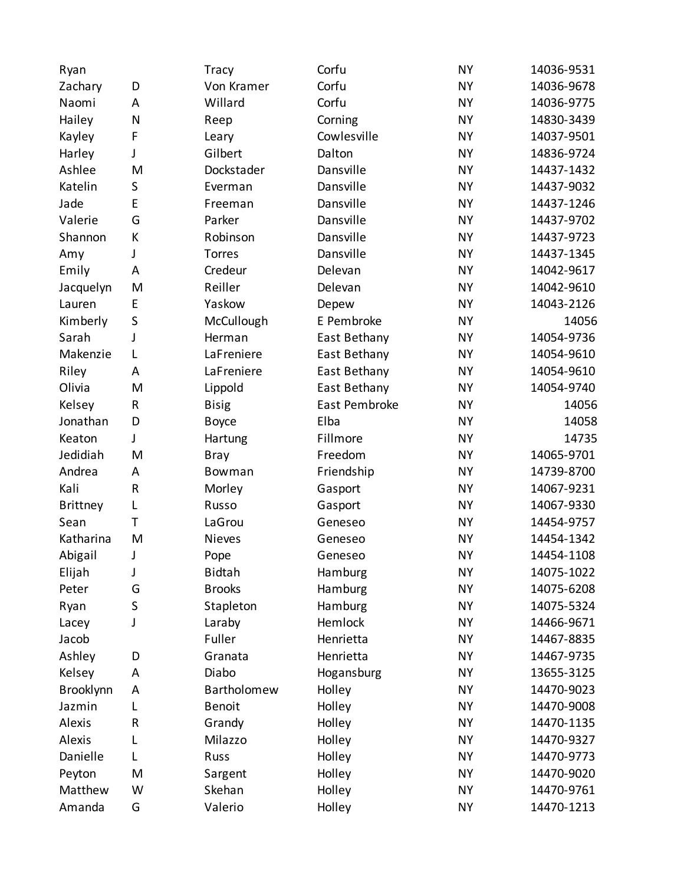| | | | | | |
|---|---|---|---|---|---|
| Ryan | | Tracy | Corfu | NY | 14036-9531 |
| Zachary | D | Von Kramer | Corfu | NY | 14036-9678 |
| Naomi | A | Willard | Corfu | NY | 14036-9775 |
| Hailey | N | Reep | Corning | NY | 14830-3439 |
| Kayley | F | Leary | Cowlesville | NY | 14037-9501 |
| Harley | J | Gilbert | Dalton | NY | 14836-9724 |
| Ashlee | M | Dockstader | Dansville | NY | 14437-1432 |
| Katelin | S | Everman | Dansville | NY | 14437-9032 |
| Jade | E | Freeman | Dansville | NY | 14437-1246 |
| Valerie | G | Parker | Dansville | NY | 14437-9702 |
| Shannon | K | Robinson | Dansville | NY | 14437-9723 |
| Amy | J | Torres | Dansville | NY | 14437-1345 |
| Emily | A | Credeur | Delevan | NY | 14042-9617 |
| Jacquelyn | M | Reiller | Delevan | NY | 14042-9610 |
| Lauren | E | Yaskow | Depew | NY | 14043-2126 |
| Kimberly | S | McCullough | E Pembroke | NY | 14056 |
| Sarah | J | Herman | East Bethany | NY | 14054-9736 |
| Makenzie | L | LaFreniere | East Bethany | NY | 14054-9610 |
| Riley | A | LaFreniere | East Bethany | NY | 14054-9610 |
| Olivia | M | Lippold | East Bethany | NY | 14054-9740 |
| Kelsey | R | Bisig | East Pembroke | NY | 14056 |
| Jonathan | D | Boyce | Elba | NY | 14058 |
| Keaton | J | Hartung | Fillmore | NY | 14735 |
| Jedidiah | M | Bray | Freedom | NY | 14065-9701 |
| Andrea | A | Bowman | Friendship | NY | 14739-8700 |
| Kali | R | Morley | Gasport | NY | 14067-9231 |
| Brittney | L | Russo | Gasport | NY | 14067-9330 |
| Sean | T | LaGrou | Geneseo | NY | 14454-9757 |
| Katharina | M | Nieves | Geneseo | NY | 14454-1342 |
| Abigail | J | Pope | Geneseo | NY | 14454-1108 |
| Elijah | J | Bidtah | Hamburg | NY | 14075-1022 |
| Peter | G | Brooks | Hamburg | NY | 14075-6208 |
| Ryan | S | Stapleton | Hamburg | NY | 14075-5324 |
| Lacey | J | Laraby | Hemlock | NY | 14466-9671 |
| Jacob | | Fuller | Henrietta | NY | 14467-8835 |
| Ashley | D | Granata | Henrietta | NY | 14467-9735 |
| Kelsey | A | Diabo | Hogansburg | NY | 13655-3125 |
| Brooklynn | A | Bartholomew | Holley | NY | 14470-9023 |
| Jazmin | L | Benoit | Holley | NY | 14470-9008 |
| Alexis | R | Grandy | Holley | NY | 14470-1135 |
| Alexis | L | Milazzo | Holley | NY | 14470-9327 |
| Danielle | L | Russ | Holley | NY | 14470-9773 |
| Peyton | M | Sargent | Holley | NY | 14470-9020 |
| Matthew | W | Skehan | Holley | NY | 14470-9761 |
| Amanda | G | Valerio | Holley | NY | 14470-1213 |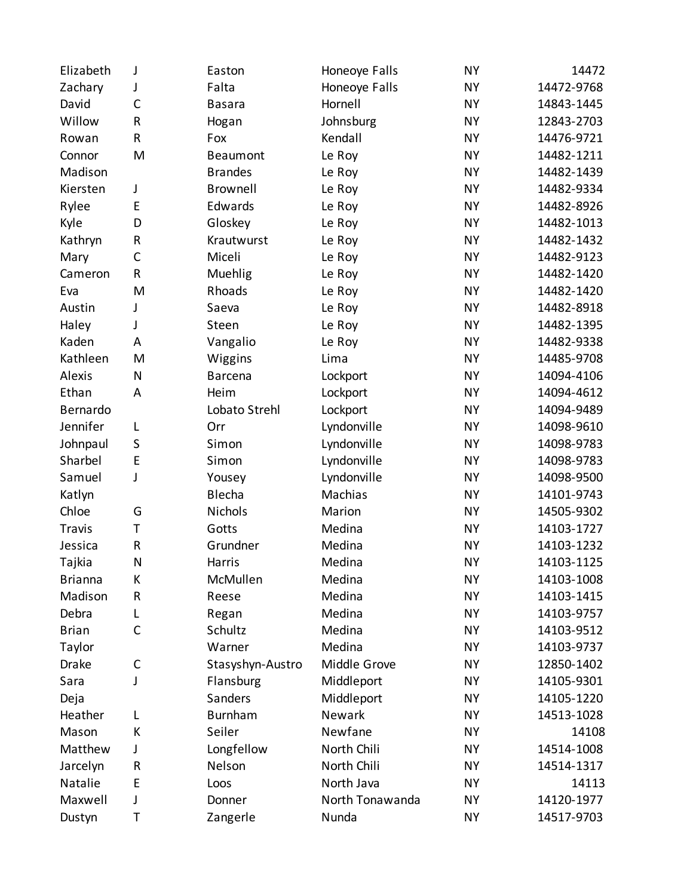| | | | | | |
|---|---|---|---|---|---|
| Elizabeth | J | Easton | Honeoye Falls | NY | 14472 |
| Zachary | J | Falta | Honeoye Falls | NY | 14472-9768 |
| David | C | Basara | Hornell | NY | 14843-1445 |
| Willow | R | Hogan | Johnsburg | NY | 12843-2703 |
| Rowan | R | Fox | Kendall | NY | 14476-9721 |
| Connor | M | Beaumont | Le Roy | NY | 14482-1211 |
| Madison | | Brandes | Le Roy | NY | 14482-1439 |
| Kiersten | J | Brownell | Le Roy | NY | 14482-9334 |
| Rylee | E | Edwards | Le Roy | NY | 14482-8926 |
| Kyle | D | Gloskey | Le Roy | NY | 14482-1013 |
| Kathryn | R | Krautwurst | Le Roy | NY | 14482-1432 |
| Mary | C | Miceli | Le Roy | NY | 14482-9123 |
| Cameron | R | Muehlig | Le Roy | NY | 14482-1420 |
| Eva | M | Rhoads | Le Roy | NY | 14482-1420 |
| Austin | J | Saeva | Le Roy | NY | 14482-8918 |
| Haley | J | Steen | Le Roy | NY | 14482-1395 |
| Kaden | A | Vangalio | Le Roy | NY | 14482-9338 |
| Kathleen | M | Wiggins | Lima | NY | 14485-9708 |
| Alexis | N | Barcena | Lockport | NY | 14094-4106 |
| Ethan | A | Heim | Lockport | NY | 14094-4612 |
| Bernardo | | Lobato Strehl | Lockport | NY | 14094-9489 |
| Jennifer | L | Orr | Lyndonville | NY | 14098-9610 |
| Johnpaul | S | Simon | Lyndonville | NY | 14098-9783 |
| Sharbel | E | Simon | Lyndonville | NY | 14098-9783 |
| Samuel | J | Yousey | Lyndonville | NY | 14098-9500 |
| Katlyn | | Blecha | Machias | NY | 14101-9743 |
| Chloe | G | Nichols | Marion | NY | 14505-9302 |
| Travis | T | Gotts | Medina | NY | 14103-1727 |
| Jessica | R | Grundner | Medina | NY | 14103-1232 |
| Tajkia | N | Harris | Medina | NY | 14103-1125 |
| Brianna | K | McMullen | Medina | NY | 14103-1008 |
| Madison | R | Reese | Medina | NY | 14103-1415 |
| Debra | L | Regan | Medina | NY | 14103-9757 |
| Brian | C | Schultz | Medina | NY | 14103-9512 |
| Taylor | | Warner | Medina | NY | 14103-9737 |
| Drake | C | Stasyshyn-Austro | Middle Grove | NY | 12850-1402 |
| Sara | J | Flansburg | Middleport | NY | 14105-9301 |
| Deja | | Sanders | Middleport | NY | 14105-1220 |
| Heather | L | Burnham | Newark | NY | 14513-1028 |
| Mason | K | Seiler | Newfane | NY | 14108 |
| Matthew | J | Longfellow | North Chili | NY | 14514-1008 |
| Jarcelyn | R | Nelson | North Chili | NY | 14514-1317 |
| Natalie | E | Loos | North Java | NY | 14113 |
| Maxwell | J | Donner | North Tonawanda | NY | 14120-1977 |
| Dustyn | T | Zangerle | Nunda | NY | 14517-9703 |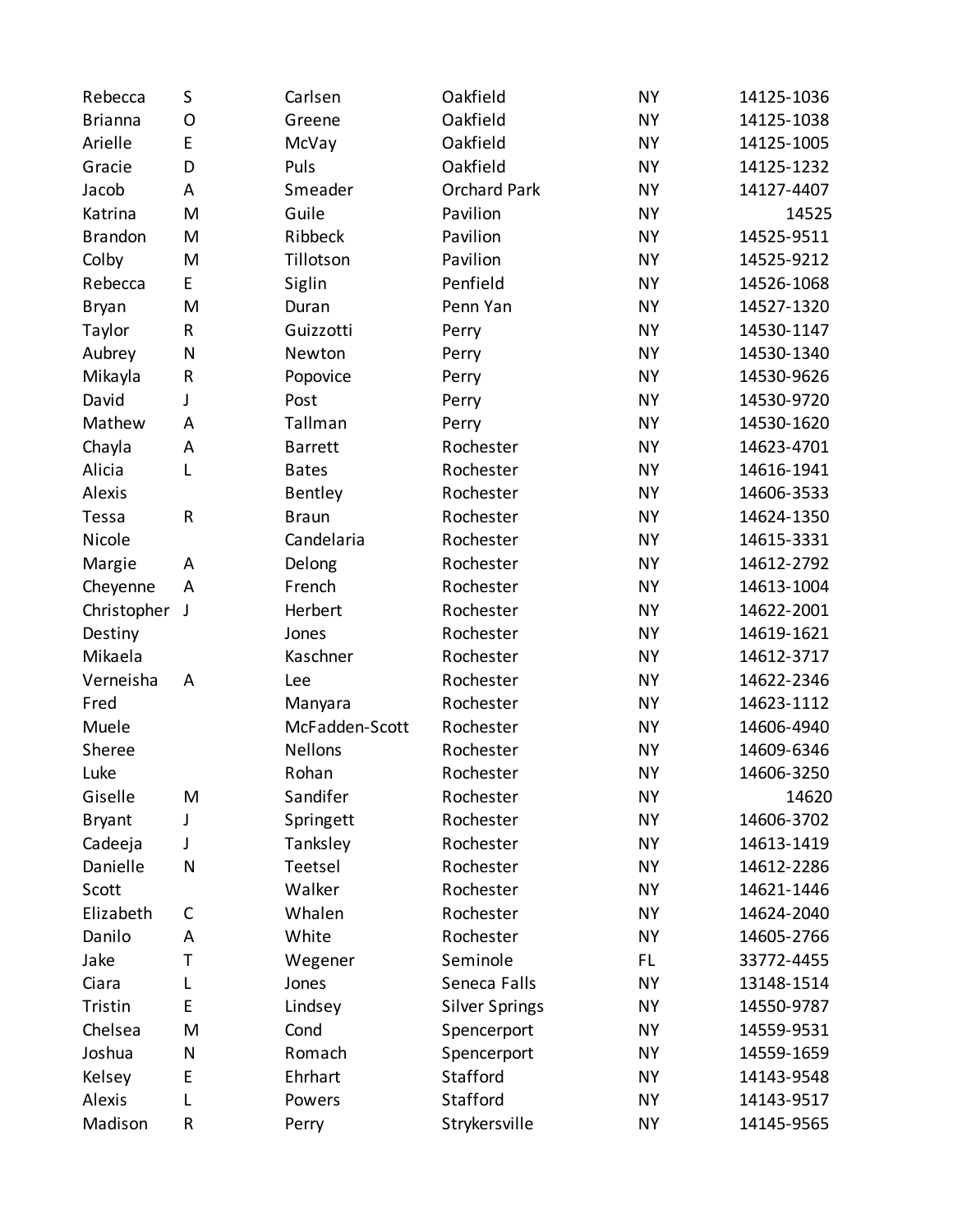| | | | | | |
|---|---|---|---|---|---|
| Rebecca | S | Carlsen | Oakfield | NY | 14125-1036 |
| Brianna | O | Greene | Oakfield | NY | 14125-1038 |
| Arielle | E | McVay | Oakfield | NY | 14125-1005 |
| Gracie | D | Puls | Oakfield | NY | 14125-1232 |
| Jacob | A | Smeader | Orchard Park | NY | 14127-4407 |
| Katrina | M | Guile | Pavilion | NY | 14525 |
| Brandon | M | Ribbeck | Pavilion | NY | 14525-9511 |
| Colby | M | Tillotson | Pavilion | NY | 14525-9212 |
| Rebecca | E | Siglin | Penfield | NY | 14526-1068 |
| Bryan | M | Duran | Penn Yan | NY | 14527-1320 |
| Taylor | R | Guizzotti | Perry | NY | 14530-1147 |
| Aubrey | N | Newton | Perry | NY | 14530-1340 |
| Mikayla | R | Popovice | Perry | NY | 14530-9626 |
| David | J | Post | Perry | NY | 14530-9720 |
| Mathew | A | Tallman | Perry | NY | 14530-1620 |
| Chayla | A | Barrett | Rochester | NY | 14623-4701 |
| Alicia | L | Bates | Rochester | NY | 14616-1941 |
| Alexis | | Bentley | Rochester | NY | 14606-3533 |
| Tessa | R | Braun | Rochester | NY | 14624-1350 |
| Nicole | | Candelaria | Rochester | NY | 14615-3331 |
| Margie | A | Delong | Rochester | NY | 14612-2792 |
| Cheyenne | A | French | Rochester | NY | 14613-1004 |
| Christopher | J | Herbert | Rochester | NY | 14622-2001 |
| Destiny | | Jones | Rochester | NY | 14619-1621 |
| Mikaela | | Kaschner | Rochester | NY | 14612-3717 |
| Verneisha | A | Lee | Rochester | NY | 14622-2346 |
| Fred | | Manyara | Rochester | NY | 14623-1112 |
| Muele | | McFadden-Scott | Rochester | NY | 14606-4940 |
| Sheree | | Nellons | Rochester | NY | 14609-6346 |
| Luke | | Rohan | Rochester | NY | 14606-3250 |
| Giselle | M | Sandifer | Rochester | NY | 14620 |
| Bryant | J | Springett | Rochester | NY | 14606-3702 |
| Cadeeja | J | Tanksley | Rochester | NY | 14613-1419 |
| Danielle | N | Teetsel | Rochester | NY | 14612-2286 |
| Scott | | Walker | Rochester | NY | 14621-1446 |
| Elizabeth | C | Whalen | Rochester | NY | 14624-2040 |
| Danilo | A | White | Rochester | NY | 14605-2766 |
| Jake | T | Wegener | Seminole | FL | 33772-4455 |
| Ciara | L | Jones | Seneca Falls | NY | 13148-1514 |
| Tristin | E | Lindsey | Silver Springs | NY | 14550-9787 |
| Chelsea | M | Cond | Spencerport | NY | 14559-9531 |
| Joshua | N | Romach | Spencerport | NY | 14559-1659 |
| Kelsey | E | Ehrhart | Stafford | NY | 14143-9548 |
| Alexis | L | Powers | Stafford | NY | 14143-9517 |
| Madison | R | Perry | Strykersville | NY | 14145-9565 |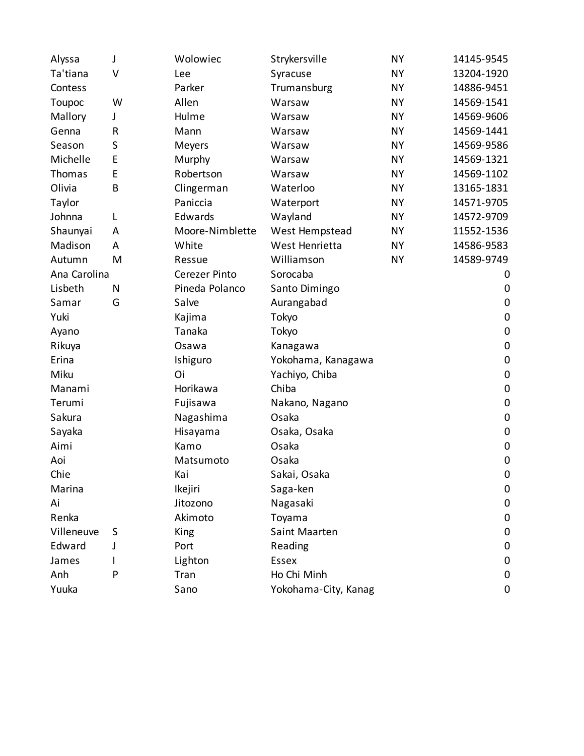| | | | | | |
|---|---|---|---|---|---|
| Alyssa | J | Wolowiec | Strykersville | NY | 14145-9545 |
| Ta'tiana | V | Lee | Syracuse | NY | 13204-1920 |
| Contess | | Parker | Trumansburg | NY | 14886-9451 |
| Toupoc | W | Allen | Warsaw | NY | 14569-1541 |
| Mallory | J | Hulme | Warsaw | NY | 14569-9606 |
| Genna | R | Mann | Warsaw | NY | 14569-1441 |
| Season | S | Meyers | Warsaw | NY | 14569-9586 |
| Michelle | E | Murphy | Warsaw | NY | 14569-1321 |
| Thomas | E | Robertson | Warsaw | NY | 14569-1102 |
| Olivia | B | Clingerman | Waterloo | NY | 13165-1831 |
| Taylor | | Paniccia | Waterport | NY | 14571-9705 |
| Johnna | L | Edwards | Wayland | NY | 14572-9709 |
| Shaunyai | A | Moore-Nimblette | West Hempstead | NY | 11552-1536 |
| Madison | A | White | West Henrietta | NY | 14586-9583 |
| Autumn | M | Ressue | Williamson | NY | 14589-9749 |
| Ana Carolina | | Cerezer Pinto | Sorocaba | | 0 |
| Lisbeth | N | Pineda Polanco | Santo Dimingo | | 0 |
| Samar | G | Salve | Aurangabad | | 0 |
| Yuki | | Kajima | Tokyo | | 0 |
| Ayano | | Tanaka | Tokyo | | 0 |
| Rikuya | | Osawa | Kanagawa | | 0 |
| Erina | | Ishiguro | Yokohama, Kanagawa | | 0 |
| Miku | | Oi | Yachiyo, Chiba | | 0 |
| Manami | | Horikawa | Chiba | | 0 |
| Terumi | | Fujisawa | Nakano, Nagano | | 0 |
| Sakura | | Nagashima | Osaka | | 0 |
| Sayaka | | Hisayama | Osaka, Osaka | | 0 |
| Aimi | | Kamo | Osaka | | 0 |
| Aoi | | Matsumoto | Osaka | | 0 |
| Chie | | Kai | Sakai, Osaka | | 0 |
| Marina | | Ikejiri | Saga-ken | | 0 |
| Ai | | Jitozono | Nagasaki | | 0 |
| Renka | | Akimoto | Toyama | | 0 |
| Villeneuve | S | King | Saint Maarten | | 0 |
| Edward | J | Port | Reading | | 0 |
| James | I | Lighton | Essex | | 0 |
| Anh | P | Tran | Ho Chi Minh | | 0 |
| Yuuka | | Sano | Yokohama-City, Kanag | | 0 |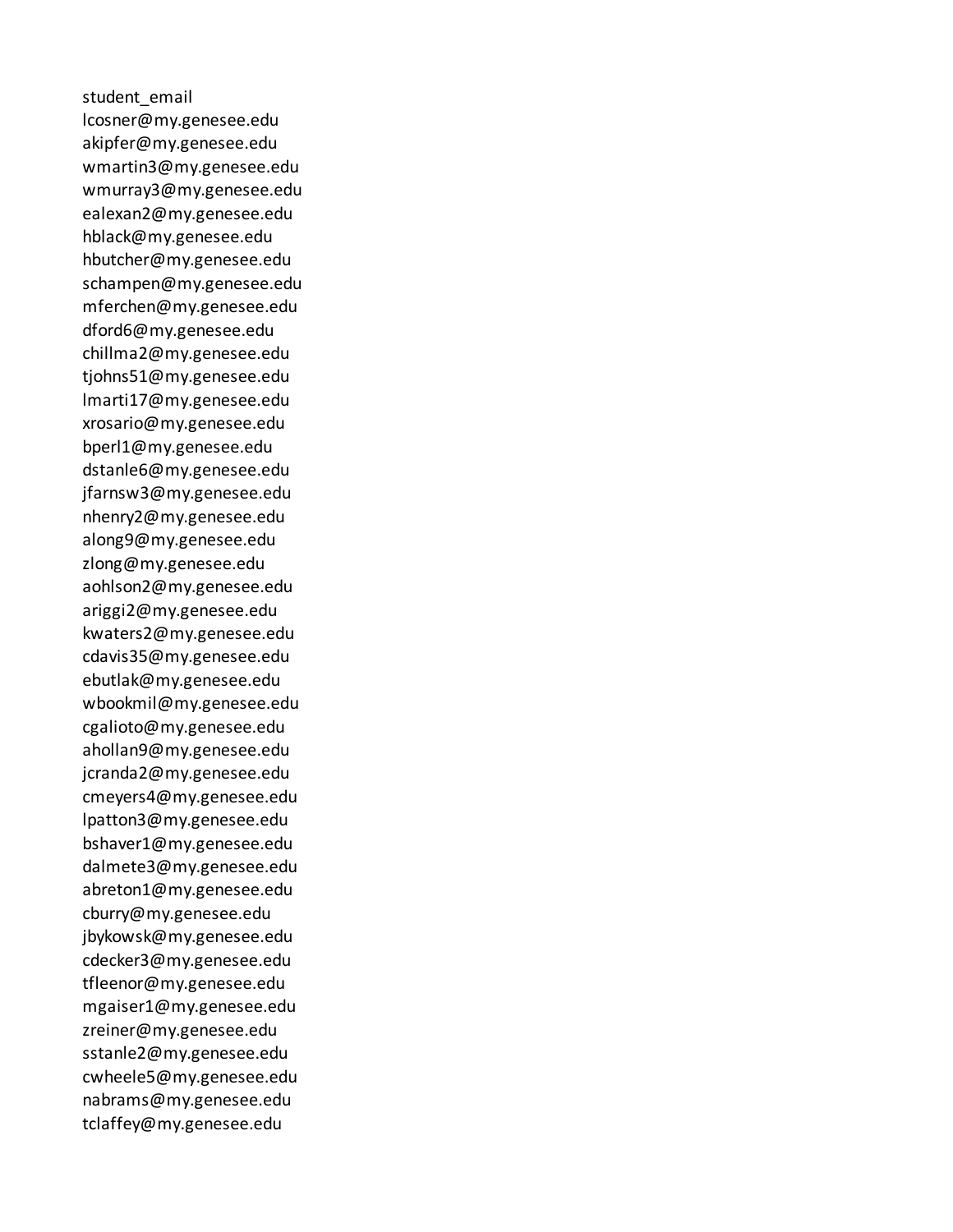student_email
lcosner@my.genesee.edu
akipfer@my.genesee.edu
wmartin3@my.genesee.edu
wmurray3@my.genesee.edu
ealexan2@my.genesee.edu
hblack@my.genesee.edu
hbutcher@my.genesee.edu
schampen@my.genesee.edu
mferchen@my.genesee.edu
dford6@my.genesee.edu
chillma2@my.genesee.edu
tjohns51@my.genesee.edu
lmarti17@my.genesee.edu
xrosario@my.genesee.edu
bperl1@my.genesee.edu
dstanle6@my.genesee.edu
jfarnsw3@my.genesee.edu
nhenry2@my.genesee.edu
along9@my.genesee.edu
zlong@my.genesee.edu
aohlson2@my.genesee.edu
ariggi2@my.genesee.edu
kwaters2@my.genesee.edu
cdavis35@my.genesee.edu
ebutlak@my.genesee.edu
wbookmil@my.genesee.edu
cgalioto@my.genesee.edu
ahollan9@my.genesee.edu
jcranda2@my.genesee.edu
cmeyers4@my.genesee.edu
lpatton3@my.genesee.edu
bshaver1@my.genesee.edu
dalmete3@my.genesee.edu
abreton1@my.genesee.edu
cburry@my.genesee.edu
jbykowsk@my.genesee.edu
cdecker3@my.genesee.edu
tfleenor@my.genesee.edu
mgaiser1@my.genesee.edu
zreiner@my.genesee.edu
sstanle2@my.genesee.edu
cwheele5@my.genesee.edu
nabrams@my.genesee.edu
tclaffey@my.genesee.edu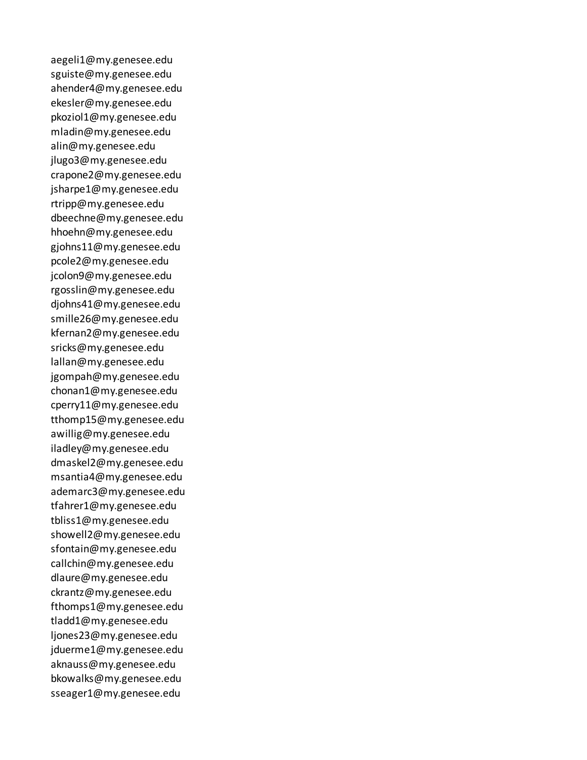aegeli1@my.genesee.edu
sguiste@my.genesee.edu
ahender4@my.genesee.edu
ekesler@my.genesee.edu
pkoziol1@my.genesee.edu
mladin@my.genesee.edu
alin@my.genesee.edu
jlugo3@my.genesee.edu
crapone2@my.genesee.edu
jsharpe1@my.genesee.edu
rtripp@my.genesee.edu
dbeechne@my.genesee.edu
hhoehn@my.genesee.edu
gjohns11@my.genesee.edu
pcole2@my.genesee.edu
jcolon9@my.genesee.edu
rgosslin@my.genesee.edu
djohns41@my.genesee.edu
smille26@my.genesee.edu
kfernan2@my.genesee.edu
sricks@my.genesee.edu
lallan@my.genesee.edu
jgompah@my.genesee.edu
chonan1@my.genesee.edu
cperry11@my.genesee.edu
tthomp15@my.genesee.edu
awillig@my.genesee.edu
iladley@my.genesee.edu
dmaskel2@my.genesee.edu
msantia4@my.genesee.edu
ademarc3@my.genesee.edu
tfahrer1@my.genesee.edu
tbliss1@my.genesee.edu
showell2@my.genesee.edu
sfontain@my.genesee.edu
callchin@my.genesee.edu
dlaure@my.genesee.edu
ckrantz@my.genesee.edu
fthomps1@my.genesee.edu
tladd1@my.genesee.edu
ljones23@my.genesee.edu
jduerme1@my.genesee.edu
aknauss@my.genesee.edu
bkowalks@my.genesee.edu
sseager1@my.genesee.edu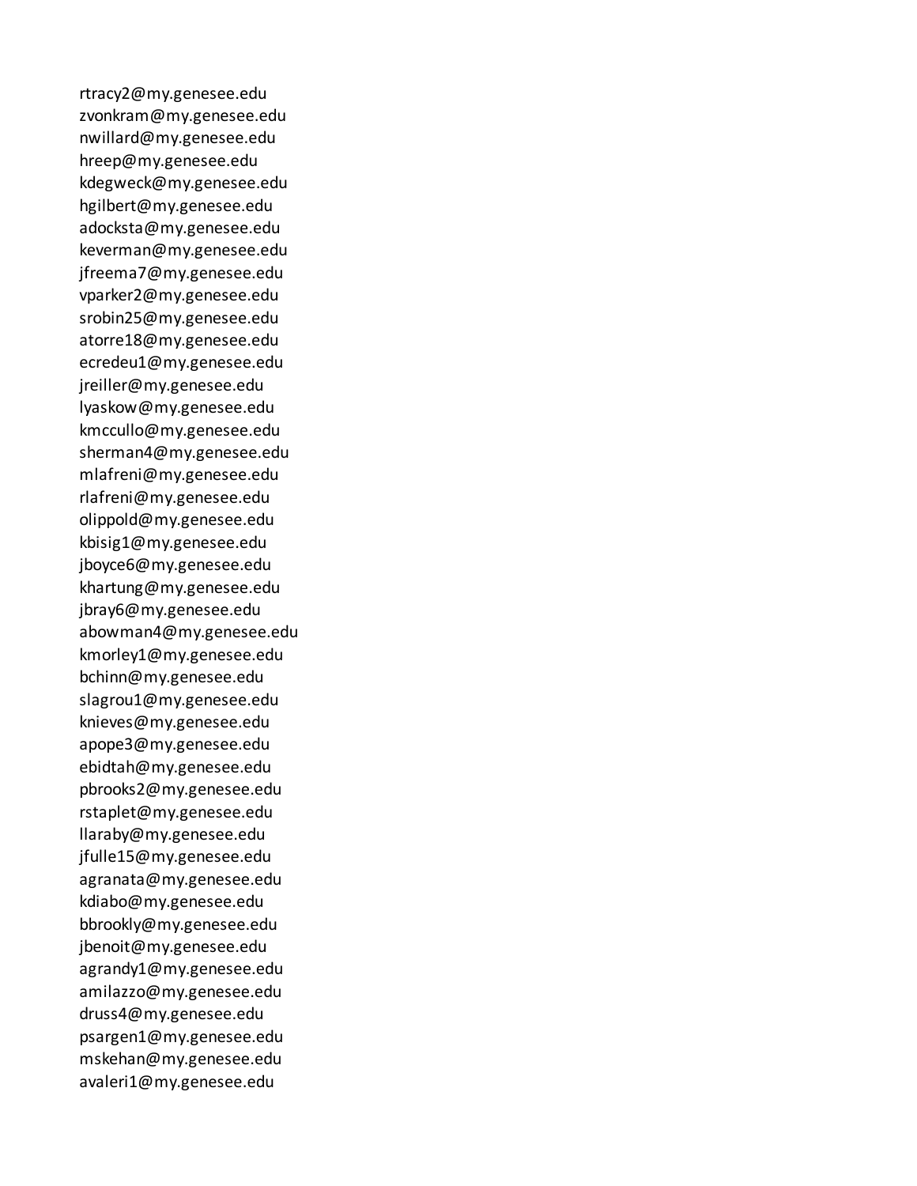rtracy2@my.genesee.edu
zvonkram@my.genesee.edu
nwillard@my.genesee.edu
hreep@my.genesee.edu
kdegweck@my.genesee.edu
hgilbert@my.genesee.edu
adocksta@my.genesee.edu
keverman@my.genesee.edu
jfreema7@my.genesee.edu
vparker2@my.genesee.edu
srobin25@my.genesee.edu
atorre18@my.genesee.edu
ecredeu1@my.genesee.edu
jreiller@my.genesee.edu
lyaskow@my.genesee.edu
kmccullo@my.genesee.edu
sherman4@my.genesee.edu
mlafreni@my.genesee.edu
rlafreni@my.genesee.edu
olippold@my.genesee.edu
kbisig1@my.genesee.edu
jboyce6@my.genesee.edu
khartung@my.genesee.edu
jbray6@my.genesee.edu
abowman4@my.genesee.edu
kmorley1@my.genesee.edu
bchinn@my.genesee.edu
slagrou1@my.genesee.edu
knieves@my.genesee.edu
apope3@my.genesee.edu
ebidtah@my.genesee.edu
pbrooks2@my.genesee.edu
rstaplet@my.genesee.edu
llaraby@my.genesee.edu
jfulle15@my.genesee.edu
agranata@my.genesee.edu
kdiabo@my.genesee.edu
bbrookly@my.genesee.edu
jbenoit@my.genesee.edu
agrandy1@my.genesee.edu
amilazzo@my.genesee.edu
druss4@my.genesee.edu
psargen1@my.genesee.edu
mskehan@my.genesee.edu
avaleri1@my.genesee.edu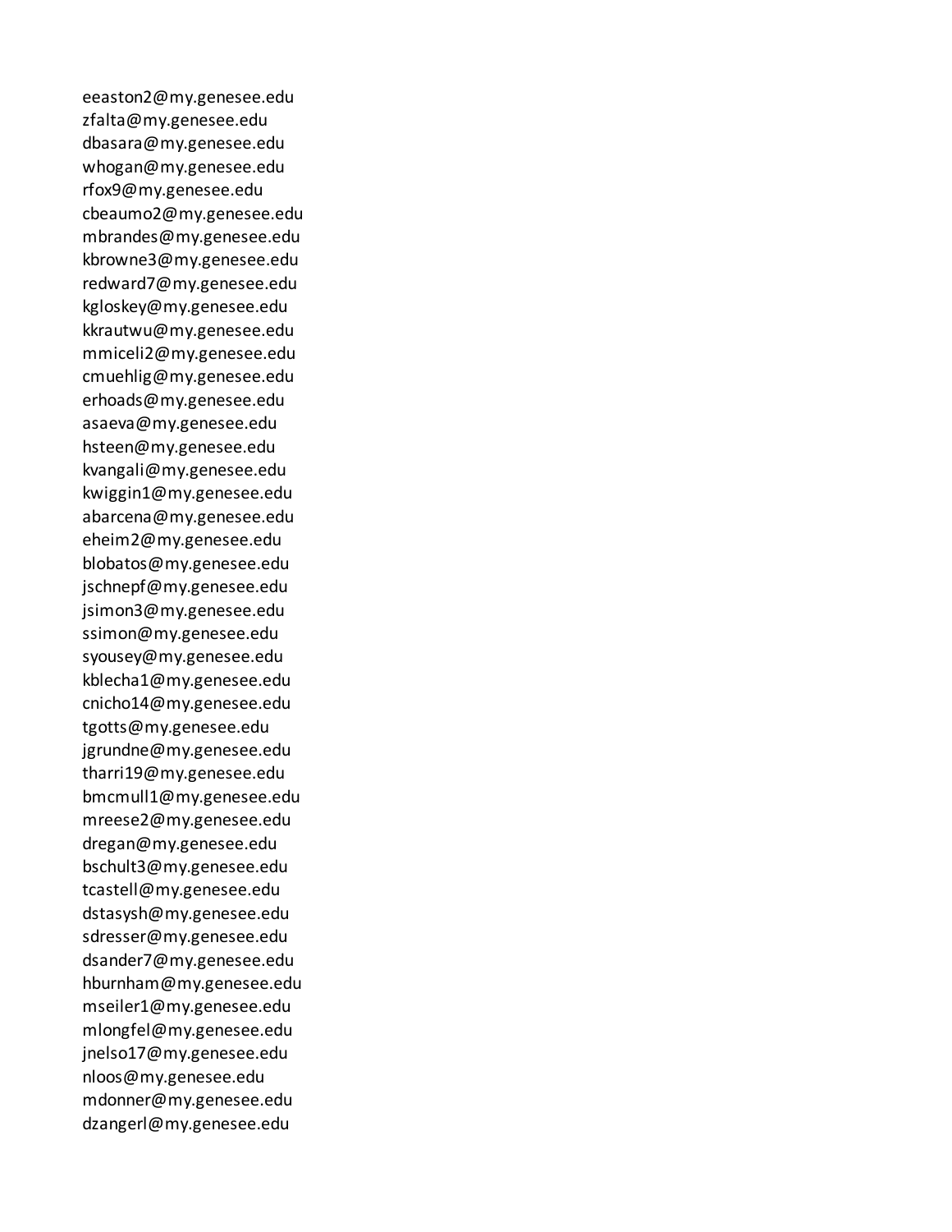eeaston2@my.genesee.edu
zfalta@my.genesee.edu
dbasara@my.genesee.edu
whogan@my.genesee.edu
rfox9@my.genesee.edu
cbeaumo2@my.genesee.edu
mbrandes@my.genesee.edu
kbrowne3@my.genesee.edu
redward7@my.genesee.edu
kgloskey@my.genesee.edu
kkrautwu@my.genesee.edu
mmiceli2@my.genesee.edu
cmuehlig@my.genesee.edu
erhoads@my.genesee.edu
asaeva@my.genesee.edu
hsteen@my.genesee.edu
kvangali@my.genesee.edu
kwiggin1@my.genesee.edu
abarcena@my.genesee.edu
eheim2@my.genesee.edu
blobatos@my.genesee.edu
jschnepf@my.genesee.edu
jsimon3@my.genesee.edu
ssimon@my.genesee.edu
syousey@my.genesee.edu
kblecha1@my.genesee.edu
cnicho14@my.genesee.edu
tgotts@my.genesee.edu
jgrundne@my.genesee.edu
tharri19@my.genesee.edu
bmcmull1@my.genesee.edu
mreese2@my.genesee.edu
dregan@my.genesee.edu
bschult3@my.genesee.edu
tcastell@my.genesee.edu
dstasysh@my.genesee.edu
sdresser@my.genesee.edu
dsander7@my.genesee.edu
hburnham@my.genesee.edu
mseiler1@my.genesee.edu
mlongfel@my.genesee.edu
jnelso17@my.genesee.edu
nloos@my.genesee.edu
mdonner@my.genesee.edu
dzangerl@my.genesee.edu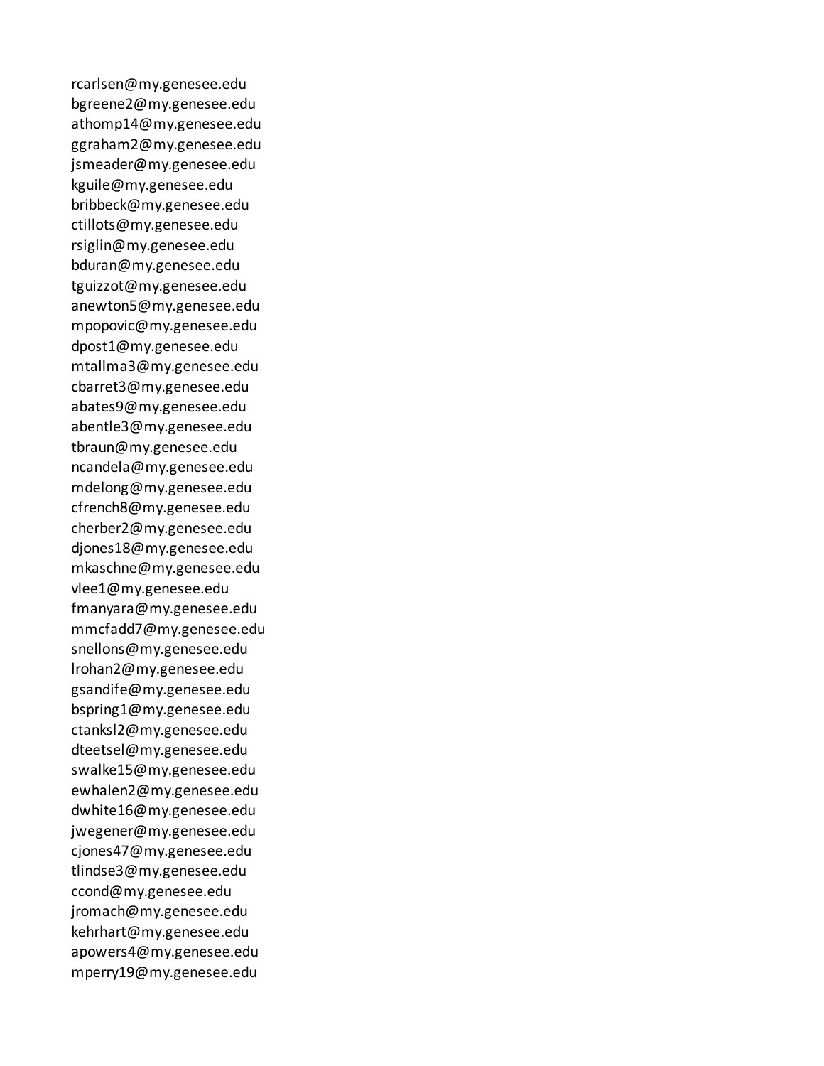rcarlsen@my.genesee.edu
bgreene2@my.genesee.edu
athomp14@my.genesee.edu
ggraham2@my.genesee.edu
jsmeader@my.genesee.edu
kguile@my.genesee.edu
bribbeck@my.genesee.edu
ctillots@my.genesee.edu
rsiglin@my.genesee.edu
bduran@my.genesee.edu
tguizzot@my.genesee.edu
anewton5@my.genesee.edu
mpopovic@my.genesee.edu
dpost1@my.genesee.edu
mtallma3@my.genesee.edu
cbarret3@my.genesee.edu
abates9@my.genesee.edu
abentle3@my.genesee.edu
tbraun@my.genesee.edu
ncandela@my.genesee.edu
mdelong@my.genesee.edu
cfrench8@my.genesee.edu
cherber2@my.genesee.edu
djones18@my.genesee.edu
mkaschne@my.genesee.edu
vlee1@my.genesee.edu
fmanyara@my.genesee.edu
mmcfadd7@my.genesee.edu
snellons@my.genesee.edu
lrohan2@my.genesee.edu
gsandife@my.genesee.edu
bspring1@my.genesee.edu
ctanksl2@my.genesee.edu
dteetsel@my.genesee.edu
swalke15@my.genesee.edu
ewhalen2@my.genesee.edu
dwhite16@my.genesee.edu
jwegener@my.genesee.edu
cjones47@my.genesee.edu
tlindse3@my.genesee.edu
ccond@my.genesee.edu
jromach@my.genesee.edu
kehrhart@my.genesee.edu
apowers4@my.genesee.edu
mperry19@my.genesee.edu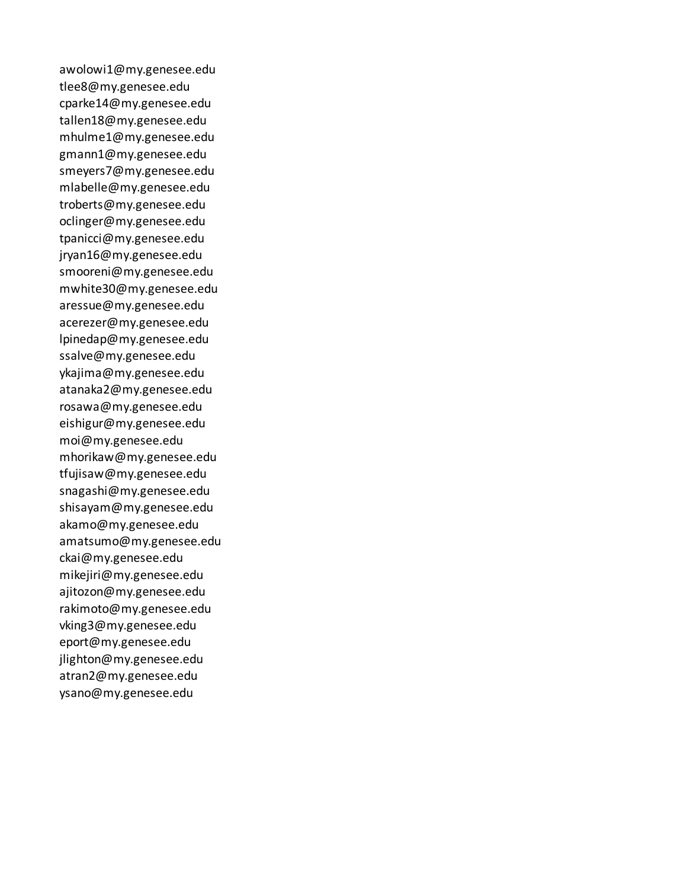awolowi1@my.genesee.edu
tlee8@my.genesee.edu
cparke14@my.genesee.edu
tallen18@my.genesee.edu
mhulme1@my.genesee.edu
gmann1@my.genesee.edu
smeyers7@my.genesee.edu
mlabelle@my.genesee.edu
troberts@my.genesee.edu
oclinger@my.genesee.edu
tpanicci@my.genesee.edu
jryan16@my.genesee.edu
smooreni@my.genesee.edu
mwhite30@my.genesee.edu
aressue@my.genesee.edu
acerezer@my.genesee.edu
lpinedap@my.genesee.edu
ssalve@my.genesee.edu
ykajima@my.genesee.edu
atanaka2@my.genesee.edu
rosawa@my.genesee.edu
eishigur@my.genesee.edu
moi@my.genesee.edu
mhorikaw@my.genesee.edu
tfujisaw@my.genesee.edu
snagashi@my.genesee.edu
shisayam@my.genesee.edu
akamo@my.genesee.edu
amatsumo@my.genesee.edu
ckai@my.genesee.edu
mikejiri@my.genesee.edu
ajitozon@my.genesee.edu
rakimoto@my.genesee.edu
vking3@my.genesee.edu
eport@my.genesee.edu
jlighton@my.genesee.edu
atran2@my.genesee.edu
ysano@my.genesee.edu